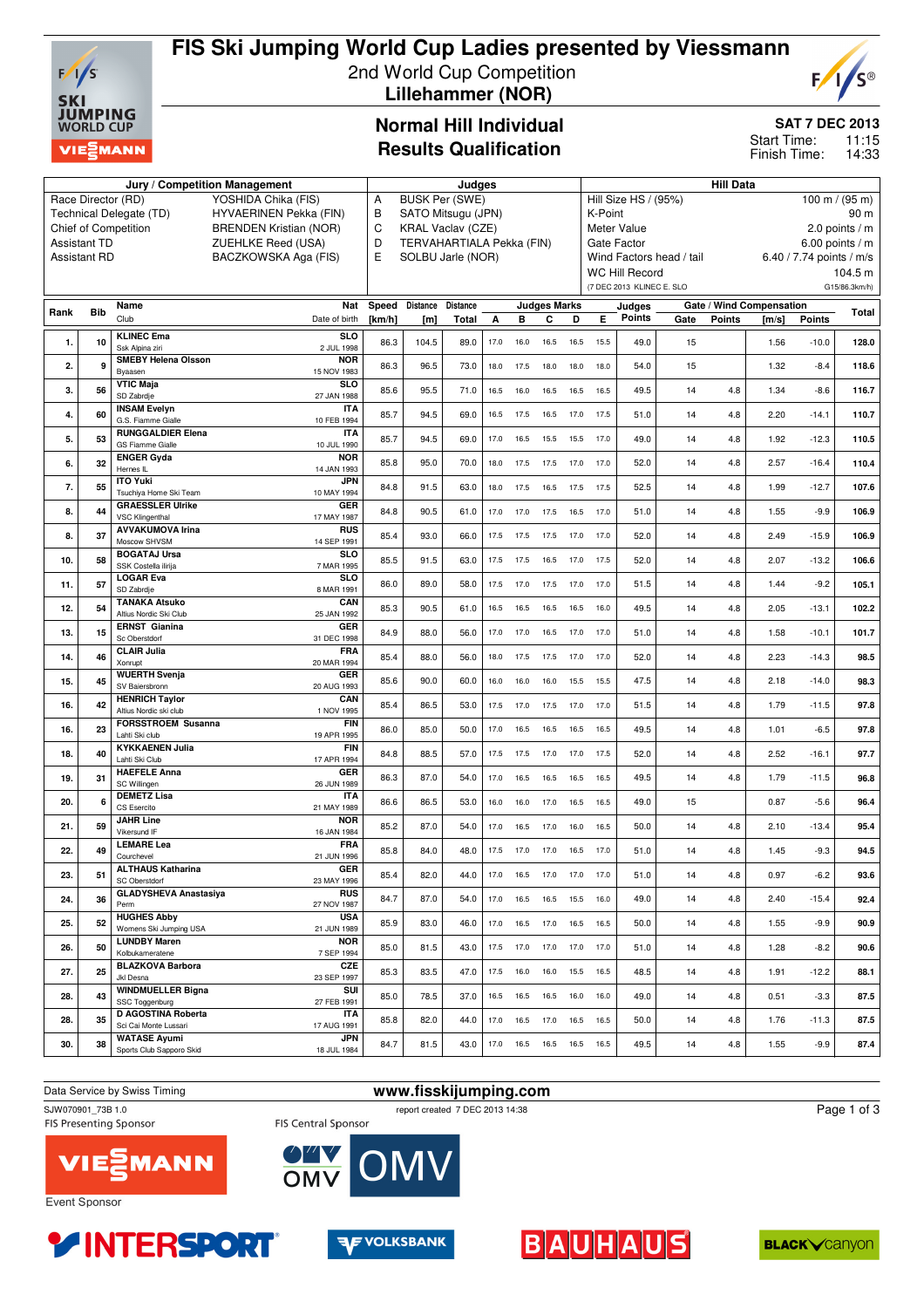# FIS Ski Jumping World Cup Ladies presented by Viessmann

2nd World Cup Competition
**Lillehammer (NOR)**

## Normal Hill Individual
## Results Qualification

**SAT 7 DEC 2013**
Start Time: 11:15
Finish Time: 14:33

| Jury / Competition Management | | Judges | | Hill Data | |
|---|---|---|---|---|---|
| Race Director (RD) | YOSHIDA Chika (FIS) | A | BUSK Per (SWE) | Hill Size HS / (95%) | 100 m / (95 m) |
| Technical Delegate (TD) | HYVAERINEN Pekka (FIN) | B | SATO Mitsugu (JPN) | K-Point | 90 m |
| Chief of Competition | BRENDEN Kristian (NOR) | C | KRAL Vaclav (CZE) | Meter Value | 2.0 points / m |
| Assistant TD | ZUEHLKE Reed (USA) | D | TERVAHARTIALA Pekka (FIN) | Gate Factor | 6.00 points / m |
| Assistant RD | BACZKOWSKA Aga (FIS) | E | SOLBU Jarle (NOR) | Wind Factors head / tail | 6.40 / 7.74 points / m/s |
| | | | | WC Hill Record | 104.5 m |
| | | | | (7 DEC 2013 KLINEC E. SLO | G15/86.3km/h) |

| Rank | Bib | Name / Club | Nat / Date of birth | Speed [km/h] | Distance [m] | Distance Total | A | B | C | D | E | Judges Points | Gate | Gate Points | Wind [m/s] | Wind Points | Total |
|---|---|---|---|---|---|---|---|---|---|---|---|---|---|---|---|---|---|
| 1. | 10 | KLINEC Ema / Ssk Alpina ziri | SLO / 2 JUL 1998 | 86.3 | 104.5 | 89.0 | 17.0 | 16.0 | 16.5 | 16.5 | 15.5 | 49.0 | 15 | | 1.56 | -10.0 | 128.0 |
| 2. | 9 | SMEBY Helena Olsson / Byaasen | NOR / 15 NOV 1983 | 86.3 | 96.5 | 73.0 | 18.0 | 17.5 | 18.0 | 18.0 | 18.0 | 54.0 | 15 | | 1.32 | -8.4 | 118.6 |
| 3. | 56 | VTIC Maja / SD Zabrdje | SLO / 27 JAN 1988 | 85.6 | 95.5 | 71.0 | 16.5 | 16.0 | 16.5 | 16.5 | 16.5 | 49.5 | 14 | 4.8 | 1.34 | -8.6 | 116.7 |
| 4. | 60 | INSAM Evelyn / G.S. Fiamme Gialle | ITA / 10 FEB 1994 | 85.7 | 94.5 | 69.0 | 16.5 | 17.5 | 16.5 | 17.0 | 17.5 | 51.0 | 14 | 4.8 | 2.20 | -14.1 | 110.7 |
| 5. | 53 | RUNGGALDIER Elena / GS Fiamme Gialle | ITA / 10 JUL 1990 | 85.7 | 94.5 | 69.0 | 17.0 | 16.5 | 15.5 | 15.5 | 17.0 | 49.0 | 14 | 4.8 | 1.92 | -12.3 | 110.5 |
| 6. | 32 | ENGER Gyda / Hernes IL | NOR / 14 JAN 1993 | 85.8 | 95.0 | 70.0 | 18.0 | 17.5 | 17.5 | 17.0 | 17.0 | 52.0 | 14 | 4.8 | 2.57 | -16.4 | 110.4 |
| 7. | 55 | ITO Yuki / Tsuchiya Home Ski Team | JPN / 10 MAY 1994 | 84.8 | 91.5 | 63.0 | 18.0 | 17.5 | 16.5 | 17.5 | 17.5 | 52.5 | 14 | 4.8 | 1.99 | -12.7 | 107.6 |
| 8. | 44 | GRAESSLER Ulrike / VSC Klingenthal | GER / 17 MAY 1987 | 84.8 | 90.5 | 61.0 | 17.0 | 17.0 | 17.5 | 16.5 | 17.0 | 51.0 | 14 | 4.8 | 1.55 | -9.9 | 106.9 |
| 8. | 37 | AVVAKUMOVA Irina / Moscow SHVSM | RUS / 14 SEP 1991 | 85.4 | 93.0 | 66.0 | 17.5 | 17.5 | 17.5 | 17.0 | 17.0 | 52.0 | 14 | 4.8 | 2.49 | -15.9 | 106.9 |
| 10. | 58 | BOGATAJ Ursa / SSK Costella ilirija | SLO / 7 MAR 1995 | 85.5 | 91.5 | 63.0 | 17.5 | 17.5 | 16.5 | 17.0 | 17.5 | 52.0 | 14 | 4.8 | 2.07 | -13.2 | 106.6 |
| 11. | 57 | LOGAR Eva / SD Zabrdje | SLO / 8 MAR 1991 | 86.0 | 89.0 | 58.0 | 17.5 | 17.0 | 17.5 | 17.0 | 17.0 | 51.5 | 14 | 4.8 | 1.44 | -9.2 | 105.1 |
| 12. | 54 | TANAKA Atsuko / Altius Nordic Ski Club | CAN / 25 JAN 1992 | 85.3 | 90.5 | 61.0 | 16.5 | 16.5 | 16.5 | 16.5 | 16.0 | 49.5 | 14 | 4.8 | 2.05 | -13.1 | 102.2 |
| 13. | 15 | ERNST Gianina / Sc Oberstdorf | GER / 31 DEC 1998 | 84.9 | 88.0 | 56.0 | 17.0 | 17.0 | 16.5 | 17.0 | 17.0 | 51.0 | 14 | 4.8 | 1.58 | -10.1 | 101.7 |
| 14. | 46 | CLAIR Julia / Xonrupt | FRA / 20 MAR 1994 | 85.4 | 88.0 | 56.0 | 18.0 | 17.5 | 17.5 | 17.0 | 17.0 | 52.0 | 14 | 4.8 | 2.23 | -14.3 | 98.5 |
| 15. | 45 | WUERTH Svenja / SV Baiersbronn | GER / 20 AUG 1993 | 85.6 | 90.0 | 60.0 | 16.0 | 16.0 | 16.0 | 15.5 | 15.5 | 47.5 | 14 | 4.8 | 2.18 | -14.0 | 98.3 |
| 16. | 42 | HENRICH Taylor / Altius Nordic ski club | CAN / 1 NOV 1995 | 85.4 | 86.5 | 53.0 | 17.5 | 17.0 | 17.5 | 17.0 | 17.0 | 51.5 | 14 | 4.8 | 1.79 | -11.5 | 97.8 |
| 16. | 23 | FORSSTROEM Susanna / Lahti Ski club | FIN / 19 APR 1995 | 86.0 | 85.0 | 50.0 | 17.0 | 16.5 | 16.5 | 16.5 | 16.5 | 49.5 | 14 | 4.8 | 1.01 | -6.5 | 97.8 |
| 18. | 40 | KYKKAENEN Julia / Lahti Ski Club | FIN / 17 APR 1994 | 84.8 | 88.5 | 57.0 | 17.5 | 17.5 | 17.0 | 17.0 | 17.5 | 52.0 | 14 | 4.8 | 2.52 | -16.1 | 97.7 |
| 19. | 31 | HAEFELE Anna / SC Willingen | GER / 26 JUN 1989 | 86.3 | 87.0 | 54.0 | 17.0 | 16.5 | 16.5 | 16.5 | 16.5 | 49.5 | 14 | 4.8 | 1.79 | -11.5 | 96.8 |
| 20. | 6 | DEMETZ Lisa / CS Esercito | ITA / 21 MAY 1989 | 86.6 | 86.5 | 53.0 | 16.0 | 16.0 | 17.0 | 16.5 | 16.5 | 49.0 | 15 | | 0.87 | -5.6 | 96.4 |
| 21. | 59 | JAHR Line / Vikersund IF | NOR / 16 JAN 1984 | 85.2 | 87.0 | 54.0 | 17.0 | 16.5 | 17.0 | 16.0 | 16.5 | 50.0 | 14 | 4.8 | 2.10 | -13.4 | 95.4 |
| 22. | 49 | LEMARE Lea / Courchevel | FRA / 21 JUN 1996 | 85.8 | 84.0 | 48.0 | 17.5 | 17.0 | 17.0 | 16.5 | 17.0 | 51.0 | 14 | 4.8 | 1.45 | -9.3 | 94.5 |
| 23. | 51 | ALTHAUS Katharina / SC Oberstdorf | GER / 23 MAY 1996 | 85.4 | 82.0 | 44.0 | 17.0 | 16.5 | 17.0 | 17.0 | 17.0 | 51.0 | 14 | 4.8 | 0.97 | -6.2 | 93.6 |
| 24. | 36 | GLADYSHEVA Anastasiya / Perm | RUS / 27 NOV 1987 | 84.7 | 87.0 | 54.0 | 17.0 | 16.5 | 16.5 | 15.5 | 16.0 | 49.0 | 14 | 4.8 | 2.40 | -15.4 | 92.4 |
| 25. | 52 | HUGHES Abby / Womens Ski Jumping USA | USA / 21 JUN 1989 | 85.9 | 83.0 | 46.0 | 17.0 | 16.5 | 17.0 | 16.5 | 16.5 | 50.0 | 14 | 4.8 | 1.55 | -9.9 | 90.9 |
| 26. | 50 | LUNDBY Maren / Kolbukameratene | NOR / 7 SEP 1994 | 85.0 | 81.5 | 43.0 | 17.5 | 17.0 | 17.0 | 17.0 | 17.0 | 51.0 | 14 | 4.8 | 1.28 | -8.2 | 90.6 |
| 27. | 25 | BLAZKOVA Barbora / Jkl Desna | CZE / 23 SEP 1997 | 85.3 | 83.5 | 47.0 | 17.5 | 16.0 | 16.0 | 15.5 | 16.5 | 48.5 | 14 | 4.8 | 1.91 | -12.2 | 88.1 |
| 28. | 43 | WINDMUELLER Bigna / SSC Toggenburg | SUI / 27 FEB 1991 | 85.0 | 78.5 | 37.0 | 16.5 | 16.5 | 16.5 | 16.0 | 16.0 | 49.0 | 14 | 4.8 | 0.51 | -3.3 | 87.5 |
| 28. | 35 | D AGOSTINA Roberta / Sci Cai Monte Lussari | ITA / 17 AUG 1991 | 85.8 | 82.0 | 44.0 | 17.0 | 16.5 | 17.0 | 16.5 | 16.5 | 50.0 | 14 | 4.8 | 1.76 | -11.3 | 87.5 |
| 30. | 38 | WATASE Ayumi / Sports Club Sapporo Skid | JPN / 18 JUL 1984 | 84.7 | 81.5 | 43.0 | 17.0 | 16.5 | 16.5 | 16.5 | 16.5 | 49.5 | 14 | 4.8 | 1.55 | -9.9 | 87.4 |

Data Service by Swiss Timing — www.fisskijumping.com
SJW070901_73B 1.0 — report created 7 DEC 2013 14:38

FIS Presenting Sponsor: VIESSMANN — FIS Central Sponsor: OMV
Event Sponsor: INTERSPORT, VOLKSBANK, BAUHAUS, BLACK canyon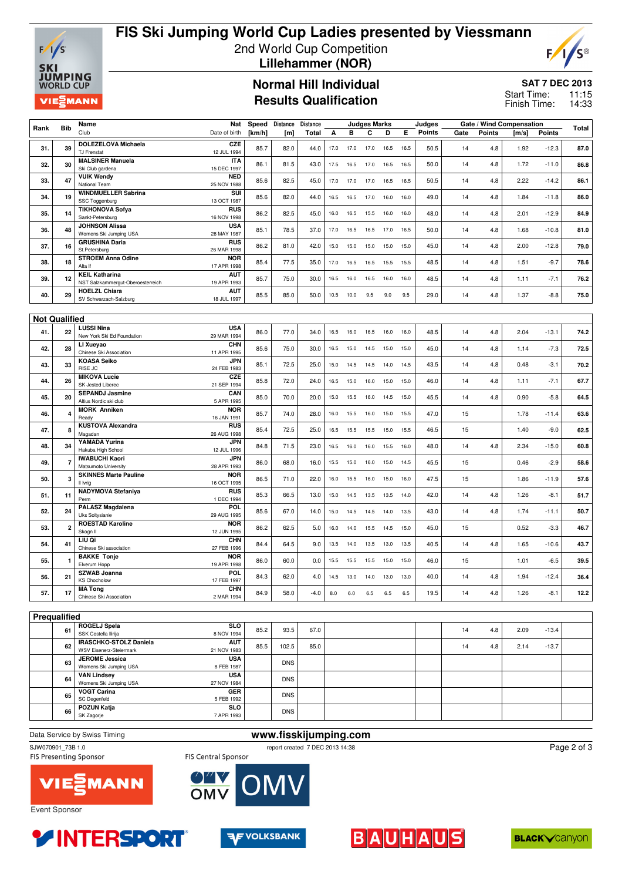# FIS Ski Jumping World Cup Ladies presented by Viessmann

2nd World Cup Competition
**Lillehammer (NOR)**

## Normal Hill Individual
## Results Qualification

**SAT 7 DEC 2013**
Start Time: 11:15
Finish Time: 14:33

| Rank | Bib | Name / Club | Nat / Date of birth | Speed [km/h] | Distance [m] | Distance Total | A | B | C | D | E | Judges Points | Gate | Gate Points | Wind [m/s] | Wind Points | Total |
|---|---|---|---|---|---|---|---|---|---|---|---|---|---|---|---|---|---|
| 31. | 39 | DOLEZELOVA Michaela / TJ Frenstat | CZE / 12 JUL 1994 | 85.7 | 82.0 | 44.0 | 17.0 | 17.0 | 17.0 | 16.5 | 16.5 | 50.5 | 14 | 4.8 | 1.92 | -12.3 | 87.0 |
| 32. | 30 | MALSINER Manuela / Ski Club gardena | ITA / 15 DEC 1997 | 86.1 | 81.5 | 43.0 | 17.5 | 16.5 | 17.0 | 16.5 | 16.5 | 50.0 | 14 | 4.8 | 1.72 | -11.0 | 86.8 |
| 33. | 47 | VUIK Wendy / National Team | NED / 25 NOV 1988 | 85.6 | 82.5 | 45.0 | 17.0 | 17.0 | 17.0 | 16.5 | 16.5 | 50.5 | 14 | 4.8 | 2.22 | -14.2 | 86.1 |
| 34. | 19 | WINDMUELLER Sabrina / SSC Toggenburg | SUI / 13 OCT 1987 | 85.6 | 82.0 | 44.0 | 16.5 | 16.5 | 17.0 | 16.0 | 16.0 | 49.0 | 14 | 4.8 | 1.84 | -11.8 | 86.0 |
| 35. | 14 | TIKHONOVA Sofya / Sankt-Petersburg | RUS / 16 NOV 1998 | 86.2 | 82.5 | 45.0 | 16.0 | 16.5 | 15.5 | 16.0 | 16.0 | 48.0 | 14 | 4.8 | 2.01 | -12.9 | 84.9 |
| 36. | 48 | JOHNSON Alissa / Womens Ski Jumping USA | USA / 28 MAY 1987 | 85.1 | 78.5 | 37.0 | 17.0 | 16.5 | 16.5 | 17.0 | 16.5 | 50.0 | 14 | 4.8 | 1.68 | -10.8 | 81.0 |
| 37. | 16 | GRUSHINA Daria / St.Petersburg | RUS / 26 MAR 1998 | 86.2 | 81.0 | 42.0 | 15.0 | 15.0 | 15.0 | 15.0 | 15.0 | 45.0 | 14 | 4.8 | 2.00 | -12.8 | 79.0 |
| 38. | 18 | STROEM Anna Odine / Alta If | NOR / 17 APR 1998 | 85.4 | 77.5 | 35.0 | 17.0 | 16.5 | 16.5 | 15.5 | 15.5 | 48.5 | 14 | 4.8 | 1.51 | -9.7 | 78.6 |
| 39. | 12 | KEIL Katharina / NST Salzkammergut-Oberoesterreich | AUT / 19 APR 1993 | 85.7 | 75.0 | 30.0 | 16.5 | 16.0 | 16.5 | 16.0 | 16.0 | 48.5 | 14 | 4.8 | 1.11 | -7.1 | 76.2 |
| 40. | 29 | HOELZL Chiara / SV Schwarzach-Salzburg | AUT / 18 JUL 1997 | 85.5 | 85.0 | 50.0 | 10.5 | 10.0 | 9.5 | 9.0 | 9.5 | 29.0 | 14 | 4.8 | 1.37 | -8.8 | 75.0 |

### Not Qualified

| Rank | Bib | Name / Club | Nat / Date of birth | Speed [km/h] | Distance [m] | Distance Total | A | B | C | D | E | Judges Points | Gate | Gate Points | Wind [m/s] | Wind Points | Total |
|---|---|---|---|---|---|---|---|---|---|---|---|---|---|---|---|---|---|
| 41. | 22 | LUSSI Nina / New York Ski Ed Foundation | USA / 29 MAR 1994 | 86.0 | 77.0 | 34.0 | 16.5 | 16.0 | 16.5 | 16.0 | 16.0 | 48.5 | 14 | 4.8 | 2.04 | -13.1 | 74.2 |
| 42. | 28 | LI Xueyao / Chinese Ski Association | CHN / 11 APR 1995 | 85.6 | 75.0 | 30.0 | 16.5 | 15.0 | 14.5 | 15.0 | 15.0 | 45.0 | 14 | 4.8 | 1.14 | -7.3 | 72.5 |
| 43. | 33 | KOASA Seiko / RISE JC | JPN / 24 FEB 1983 | 85.1 | 72.5 | 25.0 | 15.0 | 14.5 | 14.5 | 14.0 | 14.5 | 43.5 | 14 | 4.8 | 0.48 | -3.1 | 70.2 |
| 44. | 26 | MIKOVA Lucie / SK Jested Liberec | CZE / 21 SEP 1994 | 85.8 | 72.0 | 24.0 | 16.5 | 15.0 | 16.0 | 15.0 | 15.0 | 46.0 | 14 | 4.8 | 1.11 | -7.1 | 67.7 |
| 45. | 20 | SEPANDJ Jasmine / Altius Nordic ski club | CAN / 5 APR 1995 | 85.0 | 70.0 | 20.0 | 15.0 | 15.5 | 16.0 | 14.5 | 15.0 | 45.5 | 14 | 4.8 | 0.90 | -5.8 | 64.5 |
| 46. | 4 | MORK Anniken / Ready | NOR / 16 JAN 1991 | 85.7 | 74.0 | 28.0 | 16.0 | 15.5 | 16.0 | 15.0 | 15.5 | 47.0 | 15 | | 1.78 | -11.4 | 63.6 |
| 47. | 8 | KUSTOVA Alexandra / Magadan | RUS / 26 AUG 1998 | 85.4 | 72.5 | 25.0 | 16.5 | 15.5 | 15.5 | 15.0 | 15.5 | 46.5 | 15 | | 1.40 | -9.0 | 62.5 |
| 48. | 34 | YAMADA Yurina / Hakuba High School | JPN / 12 JUL 1996 | 84.8 | 71.5 | 23.0 | 16.5 | 16.0 | 16.0 | 15.5 | 16.0 | 48.0 | 14 | 4.8 | 2.34 | -15.0 | 60.8 |
| 49. | 7 | IWABUCHI Kaori / Matsumoto University | JPN / 28 APR 1993 | 86.0 | 68.0 | 16.0 | 15.5 | 15.0 | 16.0 | 15.0 | 14.5 | 45.5 | 15 | | 0.46 | -2.9 | 58.6 |
| 50. | 3 | SKINNES Marte Pauline / Il Ivrig | NOR / 16 OCT 1995 | 86.5 | 71.0 | 22.0 | 16.0 | 15.5 | 16.0 | 15.0 | 16.0 | 47.5 | 15 | | 1.86 | -11.9 | 57.6 |
| 51. | 11 | NADYMOVA Stefaniya / Perm | RUS / 1 DEC 1994 | 85.3 | 66.5 | 13.0 | 15.0 | 14.5 | 13.5 | 13.5 | 14.0 | 42.0 | 14 | 4.8 | 1.26 | -8.1 | 51.7 |
| 52. | 24 | PALASZ Magdalena / Uks Soltysianie | POL / 29 AUG 1995 | 85.6 | 67.0 | 14.0 | 15.0 | 14.5 | 14.5 | 14.0 | 13.5 | 43.0 | 14 | 4.8 | 1.74 | -11.1 | 50.7 |
| 53. | 2 | ROESTAD Karoline / Skogn Il | NOR / 12 JUN 1995 | 86.2 | 62.5 | 5.0 | 16.0 | 14.0 | 15.5 | 14.5 | 15.0 | 45.0 | 15 | | 0.52 | -3.3 | 46.7 |
| 54. | 41 | LIU Qi / Chinese Ski association | CHN / 27 FEB 1996 | 84.4 | 64.5 | 9.0 | 13.5 | 14.0 | 13.5 | 13.0 | 13.5 | 40.5 | 14 | 4.8 | 1.65 | -10.6 | 43.7 |
| 55. | 1 | BAKKE Tonje / Elverum Hopp | NOR / 19 APR 1998 | 86.0 | 60.0 | 0.0 | 15.5 | 15.5 | 15.5 | 15.0 | 15.0 | 46.0 | 15 | | 1.01 | -6.5 | 39.5 |
| 56. | 21 | SZWAB Joanna / KS Chocholow | POL / 17 FEB 1997 | 84.3 | 62.0 | 4.0 | 14.5 | 13.0 | 14.0 | 13.0 | 13.0 | 40.0 | 14 | 4.8 | 1.94 | -12.4 | 36.4 |
| 57. | 17 | MA Tong / Chinese Ski Association | CHN / 2 MAR 1994 | 84.9 | 58.0 | -4.0 | 8.0 | 6.0 | 6.5 | 6.5 | 6.5 | 19.5 | 14 | 4.8 | 1.26 | -8.1 | 12.2 |

### Prequalified

| Rank | Bib | Name / Club | Nat / Date of birth | Speed [km/h] | Distance [m] | Distance Total | A | B | C | D | E | Judges Points | Gate | Gate Points | Wind [m/s] | Wind Points | Total |
|---|---|---|---|---|---|---|---|---|---|---|---|---|---|---|---|---|---|
| | 61 | ROGELJ Spela / SSK Costella Ilirija | SLO / 8 NOV 1994 | 85.2 | 93.5 | 67.0 | | | | | | | 14 | 4.8 | 2.09 | -13.4 | |
| | 62 | IRASCHKO-STOLZ Daniela / WSV Eisenerz-Steiermark | AUT / 21 NOV 1983 | 85.5 | 102.5 | 85.0 | | | | | | | 14 | 4.8 | 2.14 | -13.7 | |
| | 63 | JEROME Jessica / Womens Ski Jumping USA | USA / 8 FEB 1987 | | DNS | | | | | | | | | | | | |
| | 64 | VAN Lindsey / Womens Ski Jumping USA | USA / 27 NOV 1984 | | DNS | | | | | | | | | | | | |
| | 65 | VOGT Carina / SC Degenfeld | GER / 5 FEB 1992 | | DNS | | | | | | | | | | | | |
| | 66 | POZUN Katja / SK Zagorje | SLO / 7 APR 1993 | | DNS | | | | | | | | | | | | |

Data Service by Swiss Timing

www.fisskijumping.com

SJW070901_73B 1.0

report created 7 DEC 2013 14:38

FIS Presenting Sponsor: VIESSMANN

FIS Central Sponsor: OMV

Event Sponsor: INTERSPORT, VOLKSBANK, BAUHAUS, BLACK canyon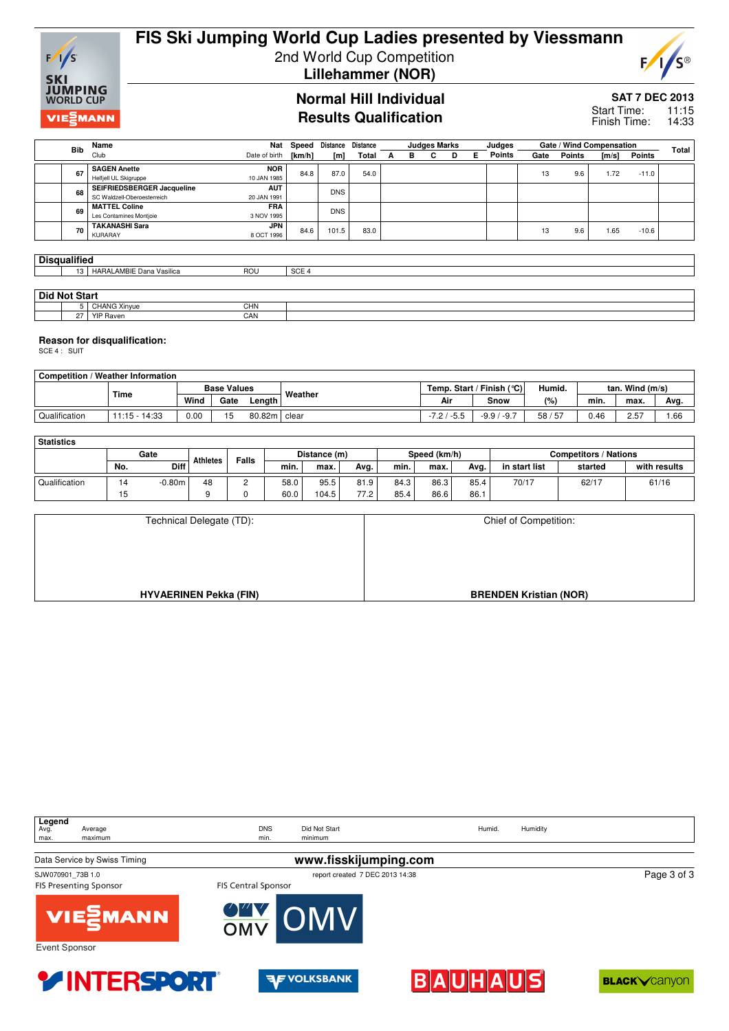# FIS Ski Jumping World Cup Ladies presented by Viessmann

2nd World Cup Competition

**Lillehammer (NOR)**

## Normal Hill Individual
## Results Qualification

**SAT 7 DEC 2013**

Start Time: 11:15

Finish Time: 14:33

| Bib | Name / Club | Nat / Date of birth | Speed [km/h] | Distance [m] | Distance Total | A | B | C | D | E | Judges Points | Gate | Points | [m/s] | Points | Total |
|---|---|---|---|---|---|---|---|---|---|---|---|---|---|---|---|---|
| 67 | SAGEN Anette / Helfjell UL Skigruppe | NOR / 10 JAN 1985 | 84.8 | 87.0 | 54.0 | | | | | | | 13 | 9.6 | 1.72 | -11.0 | |
| 68 | SEIFRIEDSBERGER Jacqueline / SC Waldzell-Oberoesterreich | AUT / 20 JAN 1991 | | DNS | | | | | | | | | | | | |
| 69 | MATTEL Coline / Les Contamines Montjoie | FRA / 3 NOV 1995 | | DNS | | | | | | | | | | | | |
| 70 | TAKANASHI Sara / KURARAY | JPN / 8 OCT 1996 | 84.6 | 101.5 | 83.0 | | | | | | | 13 | 9.6 | 1.65 | -10.6 | |

### Disqualified

| Bib | Name | Nat | Reason |
|---|---|---|---|
| 13 | HARALAMBIE Dana Vasilica | ROU | SCE 4 |

### Did Not Start

| Bib | Name | Nat |
|---|---|---|
| 5 | CHANG Xinyue | CHN |
| 27 | YIP Raven | CAN |

**Reason for disqualification:**

SCE 4 : SUIT

### Competition / Weather Information

| | Time | Base Values Wind | Base Values Gate | Base Values Length | Weather | Temp. Start / Finish (°C) Air | Temp. Start / Finish (°C) Snow | Humid. (%) | tan. Wind (m/s) min. | tan. Wind (m/s) max. | tan. Wind (m/s) Avg. |
|---|---|---|---|---|---|---|---|---|---|---|---|
| Qualification | 11:15 - 14:33 | 0.00 | 15 | 80.82m | clear | -7.2 / -5.5 | -9.9 / -9.7 | 58 / 57 | 0.46 | 2.57 | 1.66 |

### Statistics

| | Gate No. | Gate Diff | Athletes | Falls | Distance (m) min. | Distance (m) max. | Distance (m) Avg. | Speed (km/h) min. | Speed (km/h) max. | Speed (km/h) Avg. | Competitors / Nations in start list | Competitors / Nations started | Competitors / Nations with results |
|---|---|---|---|---|---|---|---|---|---|---|---|---|---|
| Qualification | 14 | -0.80m | 48 | 2 | 58.0 | 95.5 | 81.9 | 84.3 | 86.3 | 85.4 | 70/17 | 62/17 | 61/16 |
| | 15 | | 9 | 0 | 60.0 | 104.5 | 77.2 | 85.4 | 86.6 | 86.1 | | | |

| Technical Delegate (TD): | Chief of Competition: |
|---|---|
| **HYVAERINEN Pekka (FIN)** | **BRENDEN Kristian (NOR)** |

**Legend**

Avg. Average; max. maximum; DNS Did Not Start; min. minimum; Humid. Humidity

Data Service by Swiss Timing

www.fisskijumping.com

SJW070901_73B 1.0

report created 7 DEC 2013 14:38

FIS Presenting Sponsor

FIS Central Sponsor

Event Sponsor